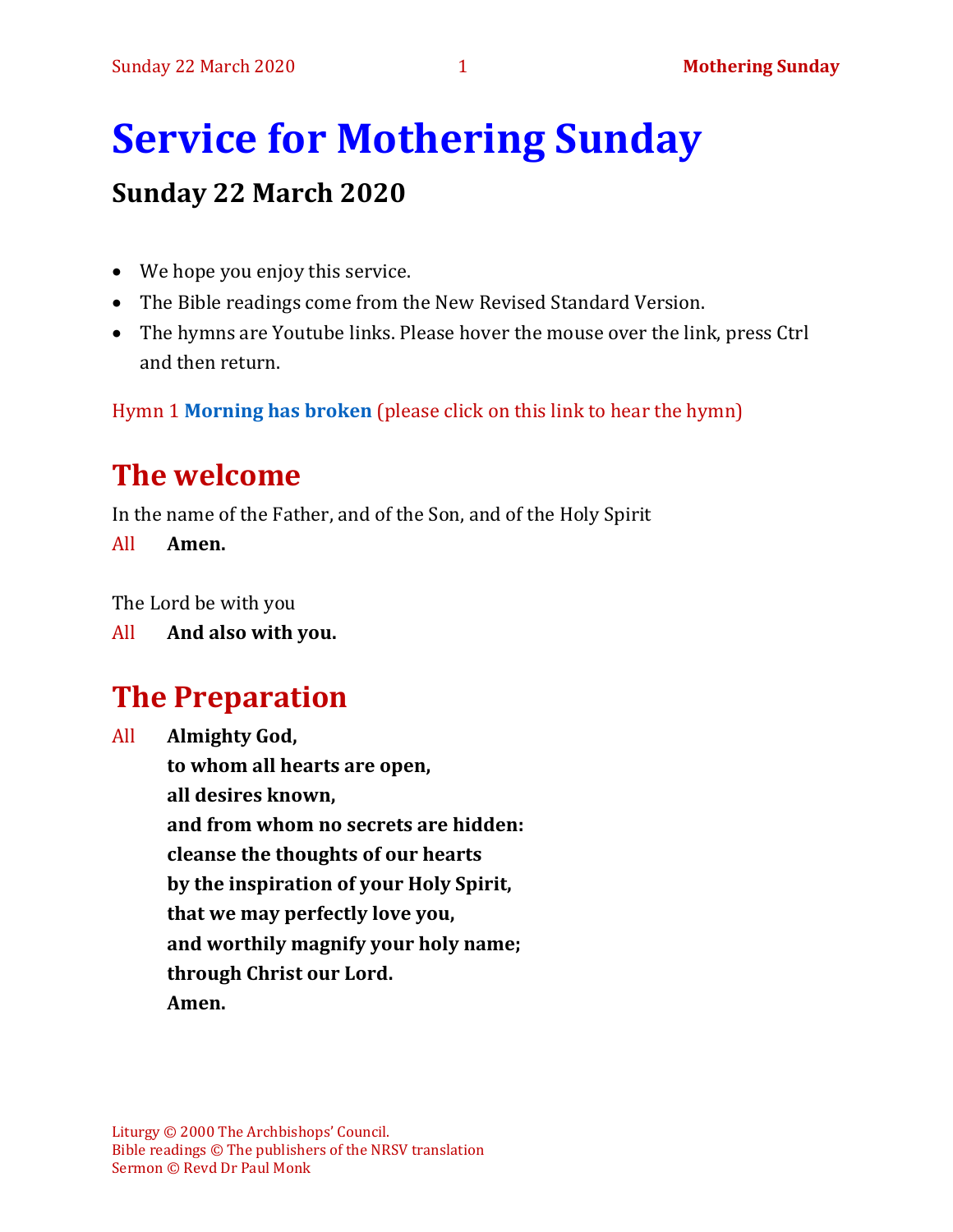# Service for Mothering Sunday

## Sunday 22 March 2020

- We hope you enjoy this service.
- The Bible readings come from the New Revised Standard Version.
- The hymns are Youtube links. Please hover the mouse over the link, press Ctrl and then return.

Hymn 1 **Morning has broken** (please click on this link to hear the hymn)

## The welcome

In the name of the Father, and of the Son, and of the Holy Spirit

All **Amen.**

The Lord be with you

All **And also with you.**

## The Preparation

All **Almighty God,**
**to whom all hearts are open,**
**all desires known,**
**and from whom no secrets are hidden:**
**cleanse the thoughts of our hearts**
**by the inspiration of your Holy Spirit,**
**that we may perfectly love you,**
**and worthily magnify your holy name;**
**through Christ our Lord.**
**Amen.**

Liturgy © 2000 The Archbishops' Council.
Bible readings © The publishers of the NRSV translation
Sermon © Revd Dr Paul Monk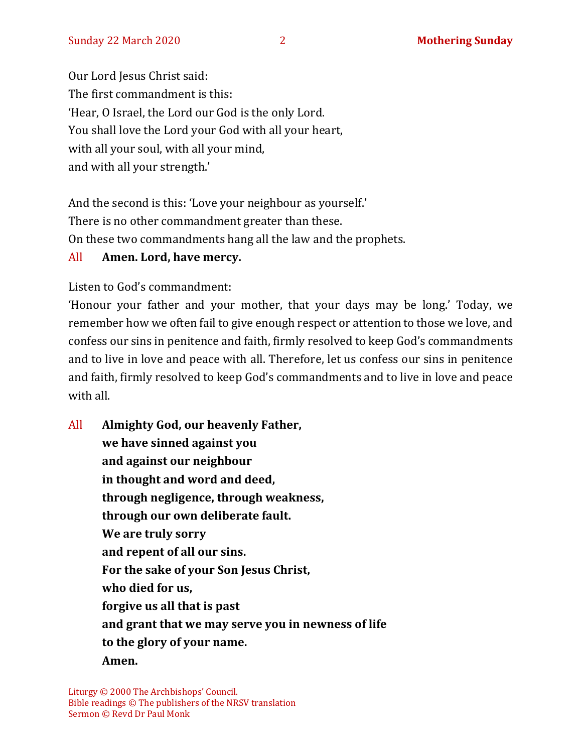Our Lord Jesus Christ said:
The first commandment is this:
'Hear, O Israel, the Lord our God is the only Lord.
You shall love the Lord your God with all your heart,
with all your soul, with all your mind,
and with all your strength.'

And the second is this: 'Love your neighbour as yourself.'
There is no other commandment greater than these.
On these two commandments hang all the law and the prophets.

All **Amen. Lord, have mercy.**

Listen to God's commandment:
'Honour your father and your mother, that your days may be long.' Today, we remember how we often fail to give enough respect or attention to those we love, and confess our sins in penitence and faith, firmly resolved to keep God's commandments and to live in love and peace with all. Therefore, let us confess our sins in penitence and faith, firmly resolved to keep God's commandments and to live in love and peace with all.

All **Almighty God, our heavenly Father,**
**we have sinned against you**
**and against our neighbour**
**in thought and word and deed,**
**through negligence, through weakness,**
**through our own deliberate fault.**
**We are truly sorry**
**and repent of all our sins.**
**For the sake of your Son Jesus Christ,**
**who died for us,**
**forgive us all that is past**
**and grant that we may serve you in newness of life**
**to the glory of your name.**
**Amen.**

Liturgy © 2000 The Archbishops' Council.
Bible readings © The publishers of the NRSV translation
Sermon © Revd Dr Paul Monk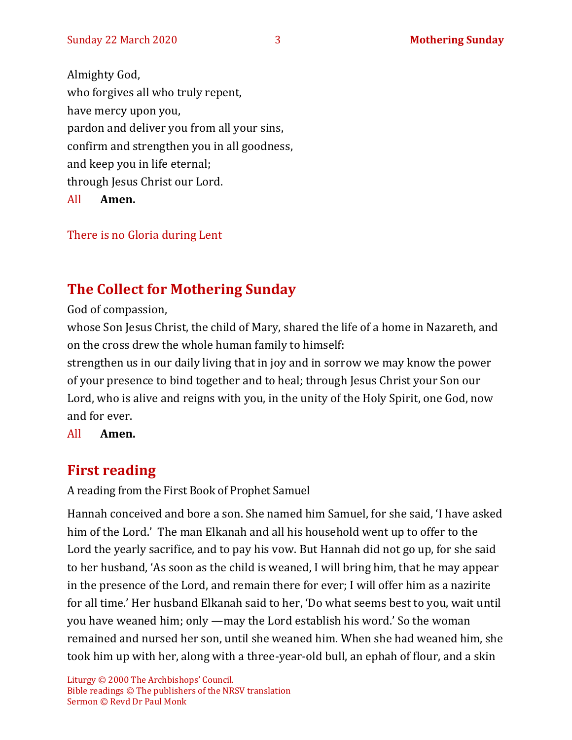Almighty God,
who forgives all who truly repent,
have mercy upon you,
pardon and deliver you from all your sins,
confirm and strengthen you in all goodness,
and keep you in life eternal;
through Jesus Christ our Lord.

All **Amen.**

There is no Gloria during Lent

## The Collect for Mothering Sunday

God of compassion,
whose Son Jesus Christ, the child of Mary, shared the life of a home in Nazareth, and on the cross drew the whole human family to himself:
strengthen us in our daily living that in joy and in sorrow we may know the power of your presence to bind together and to heal; through Jesus Christ your Son our Lord, who is alive and reigns with you, in the unity of the Holy Spirit, one God, now and for ever.

All **Amen.**

## First reading

A reading from the First Book of Prophet Samuel

Hannah conceived and bore a son. She named him Samuel, for she said, 'I have asked him of the Lord.' The man Elkanah and all his household went up to offer to the Lord the yearly sacrifice, and to pay his vow. But Hannah did not go up, for she said to her husband, 'As soon as the child is weaned, I will bring him, that he may appear in the presence of the Lord, and remain there for ever; I will offer him as a nazirite for all time.' Her husband Elkanah said to her, 'Do what seems best to you, wait until you have weaned him; only —may the Lord establish his word.' So the woman remained and nursed her son, until she weaned him. When she had weaned him, she took him up with her, along with a three-year-old bull, an ephah of flour, and a skin

Liturgy © 2000 The Archbishops' Council.
Bible readings © The publishers of the NRSV translation
Sermon © Revd Dr Paul Monk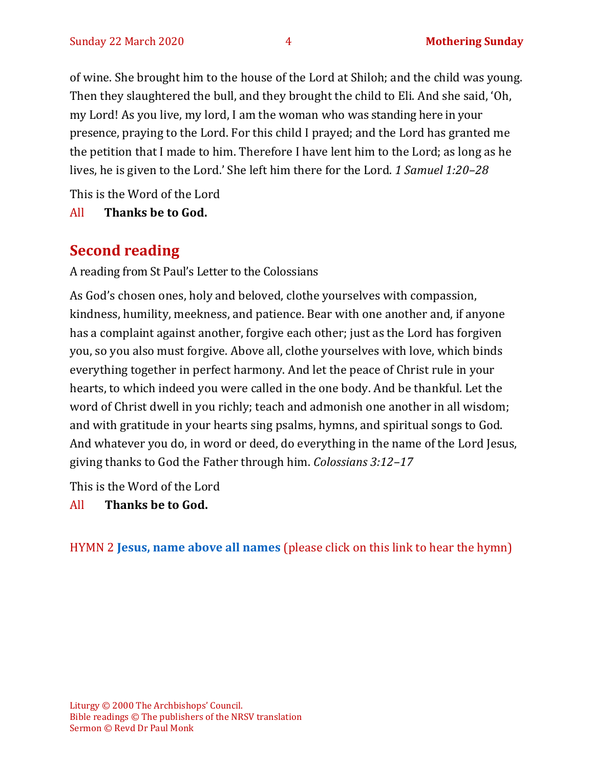of wine. She brought him to the house of the Lord at Shiloh; and the child was young. Then they slaughtered the bull, and they brought the child to Eli. And she said, 'Oh, my Lord! As you live, my lord, I am the woman who was standing here in your presence, praying to the Lord. For this child I prayed; and the Lord has granted me the petition that I made to him. Therefore I have lent him to the Lord; as long as he lives, he is given to the Lord.' She left him there for the Lord. *1 Samuel 1:20–28*

This is the Word of the Lord

All **Thanks be to God.**

## Second reading

A reading from St Paul's Letter to the Colossians

As God's chosen ones, holy and beloved, clothe yourselves with compassion, kindness, humility, meekness, and patience. Bear with one another and, if anyone has a complaint against another, forgive each other; just as the Lord has forgiven you, so you also must forgive. Above all, clothe yourselves with love, which binds everything together in perfect harmony. And let the peace of Christ rule in your hearts, to which indeed you were called in the one body. And be thankful. Let the word of Christ dwell in you richly; teach and admonish one another in all wisdom; and with gratitude in your hearts sing psalms, hymns, and spiritual songs to God. And whatever you do, in word or deed, do everything in the name of the Lord Jesus, giving thanks to God the Father through him. *Colossians 3:12–17*

This is the Word of the Lord

All **Thanks be to God.**

HYMN 2 **Jesus, name above all names** (please click on this link to hear the hymn)

Liturgy © 2000 The Archbishops' Council.
Bible readings © The publishers of the NRSV translation
Sermon © Revd Dr Paul Monk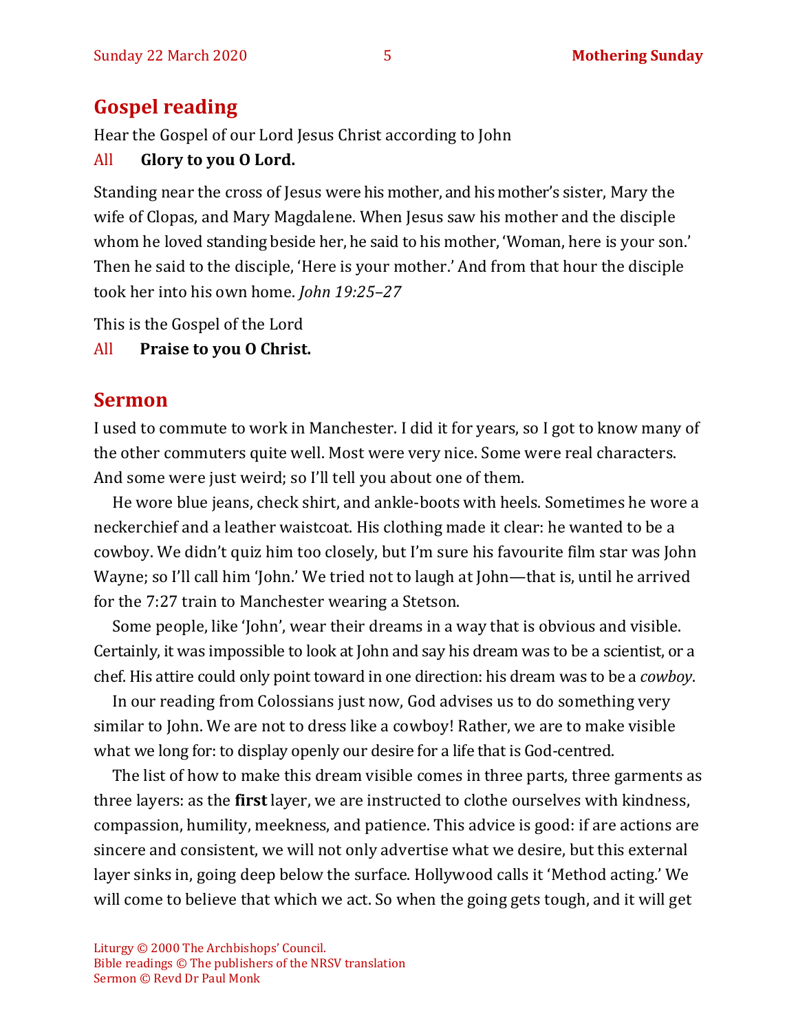## Gospel reading

Hear the Gospel of our Lord Jesus Christ according to John

All **Glory to you O Lord.**

Standing near the cross of Jesus were his mother, and his mother's sister, Mary the wife of Clopas, and Mary Magdalene. When Jesus saw his mother and the disciple whom he loved standing beside her, he said to his mother, 'Woman, here is your son.' Then he said to the disciple, 'Here is your mother.' And from that hour the disciple took her into his own home. *John 19:25–27*

This is the Gospel of the Lord

All **Praise to you O Christ.**

## Sermon

I used to commute to work in Manchester. I did it for years, so I got to know many of the other commuters quite well. Most were very nice. Some were real characters. And some were just weird; so I'll tell you about one of them.

He wore blue jeans, check shirt, and ankle-boots with heels. Sometimes he wore a neckerchief and a leather waistcoat. His clothing made it clear: he wanted to be a cowboy. We didn't quiz him too closely, but I'm sure his favourite film star was John Wayne; so I'll call him 'John.' We tried not to laugh at John—that is, until he arrived for the 7:27 train to Manchester wearing a Stetson.

Some people, like 'John', wear their dreams in a way that is obvious and visible. Certainly, it was impossible to look at John and say his dream was to be a scientist, or a chef. His attire could only point toward in one direction: his dream was to be a *cowboy*.

In our reading from Colossians just now, God advises us to do something very similar to John. We are not to dress like a cowboy! Rather, we are to make visible what we long for: to display openly our desire for a life that is God-centred.

The list of how to make this dream visible comes in three parts, three garments as three layers: as the **first** layer, we are instructed to clothe ourselves with kindness, compassion, humility, meekness, and patience. This advice is good: if are actions are sincere and consistent, we will not only advertise what we desire, but this external layer sinks in, going deep below the surface. Hollywood calls it 'Method acting.' We will come to believe that which we act. So when the going gets tough, and it will get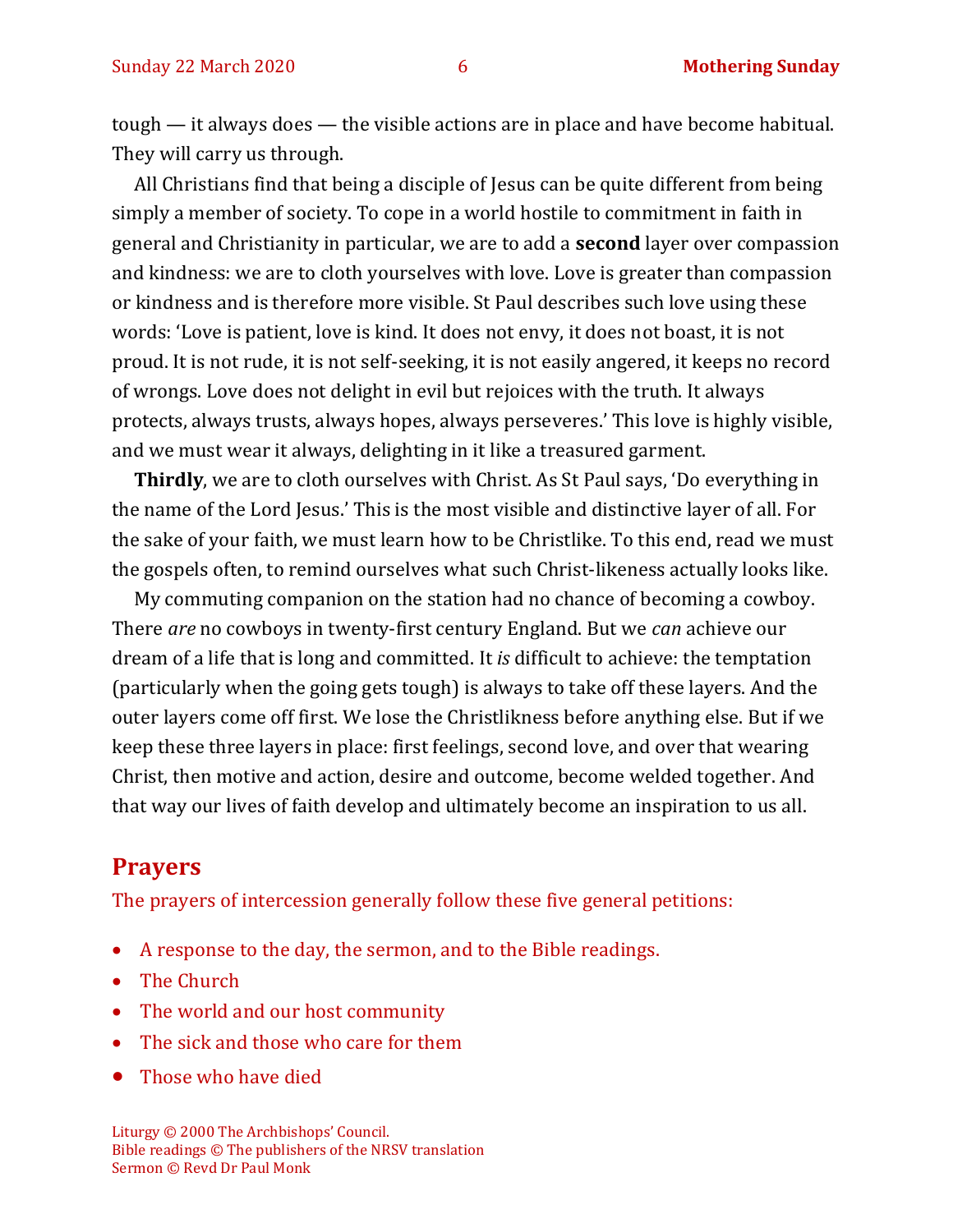tough — it always does — the visible actions are in place and have become habitual. They will carry us through.

All Christians find that being a disciple of Jesus can be quite different from being simply a member of society. To cope in a world hostile to commitment in faith in general and Christianity in particular, we are to add a **second** layer over compassion and kindness: we are to cloth yourselves with love. Love is greater than compassion or kindness and is therefore more visible. St Paul describes such love using these words: 'Love is patient, love is kind. It does not envy, it does not boast, it is not proud. It is not rude, it is not self-seeking, it is not easily angered, it keeps no record of wrongs. Love does not delight in evil but rejoices with the truth. It always protects, always trusts, always hopes, always perseveres.' This love is highly visible, and we must wear it always, delighting in it like a treasured garment.

**Thirdly**, we are to cloth ourselves with Christ. As St Paul says, 'Do everything in the name of the Lord Jesus.' This is the most visible and distinctive layer of all. For the sake of your faith, we must learn how to be Christlike. To this end, read we must the gospels often, to remind ourselves what such Christ-likeness actually looks like.

My commuting companion on the station had no chance of becoming a cowboy. There *are* no cowboys in twenty-first century England. But we *can* achieve our dream of a life that is long and committed. It *is* difficult to achieve: the temptation (particularly when the going gets tough) is always to take off these layers. And the outer layers come off first. We lose the Christlikness before anything else. But if we keep these three layers in place: first feelings, second love, and over that wearing Christ, then motive and action, desire and outcome, become welded together. And that way our lives of faith develop and ultimately become an inspiration to us all.

## Prayers

The prayers of intercession generally follow these five general petitions:

- A response to the day, the sermon, and to the Bible readings.
- The Church
- The world and our host community
- The sick and those who care for them
- Those who have died

Liturgy © 2000 The Archbishops' Council.
Bible readings © The publishers of the NRSV translation
Sermon © Revd Dr Paul Monk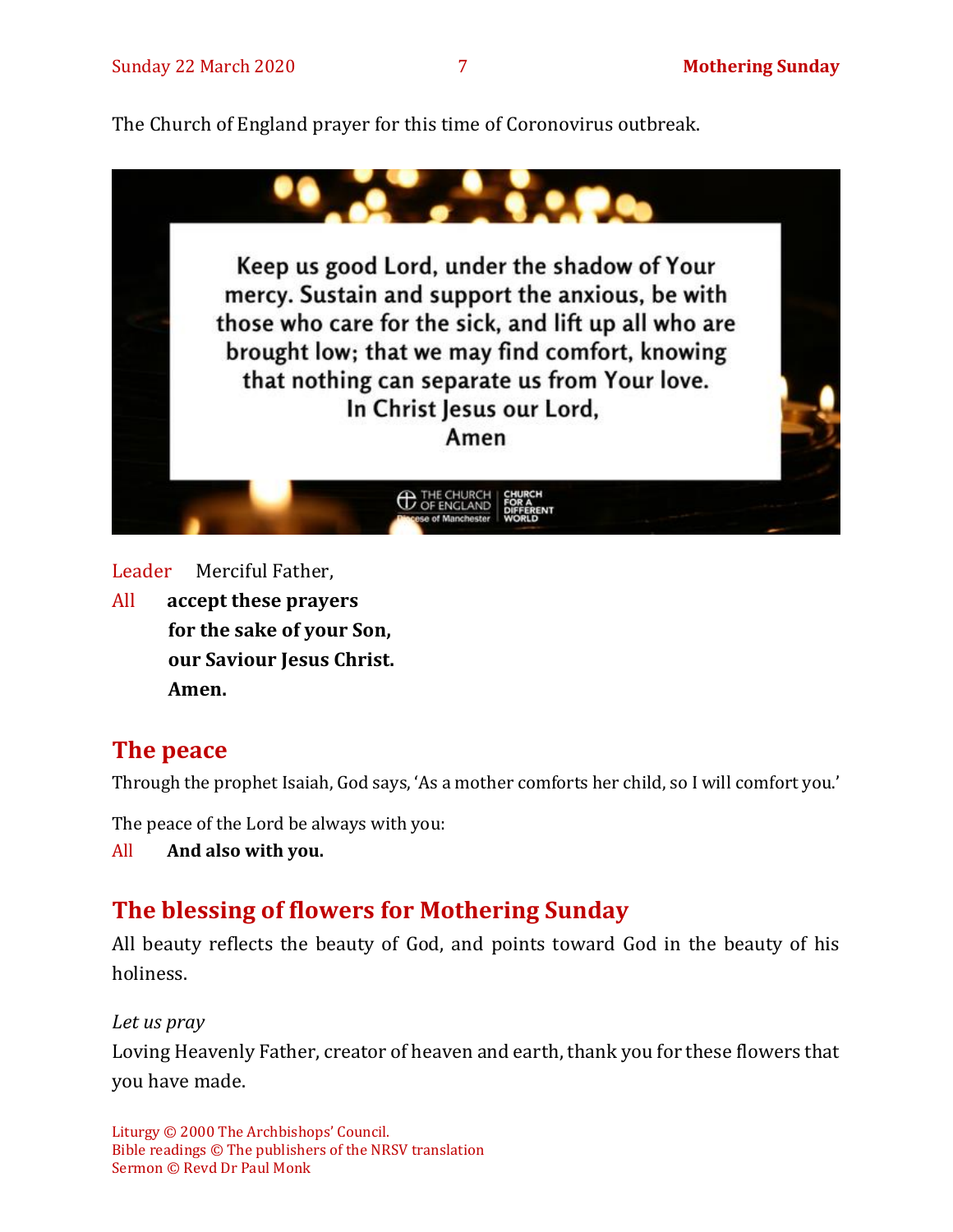The Church of England prayer for this time of Coronovirus outbreak.

Keep us good Lord, under the shadow of Your mercy. Sustain and support the anxious, be with those who care for the sick, and lift up all who are brought low; that we may find comfort, knowing that nothing can separate us from Your love.
In Christ Jesus our Lord,
Amen

Leader Merciful Father,

All **accept these prayers**
**for the sake of your Son,**
**our Saviour Jesus Christ.**
**Amen.**

## The peace

Through the prophet Isaiah, God says, ‘As a mother comforts her child, so I will comfort you.’

The peace of the Lord be always with you:

All **And also with you.**

## The blessing of flowers for Mothering Sunday

All beauty reflects the beauty of God, and points toward God in the beauty of his holiness.

*Let us pray*

Loving Heavenly Father, creator of heaven and earth, thank you for these flowers that you have made.

Liturgy © 2000 The Archbishops’ Council.
Bible readings © The publishers of the NRSV translation
Sermon © Revd Dr Paul Monk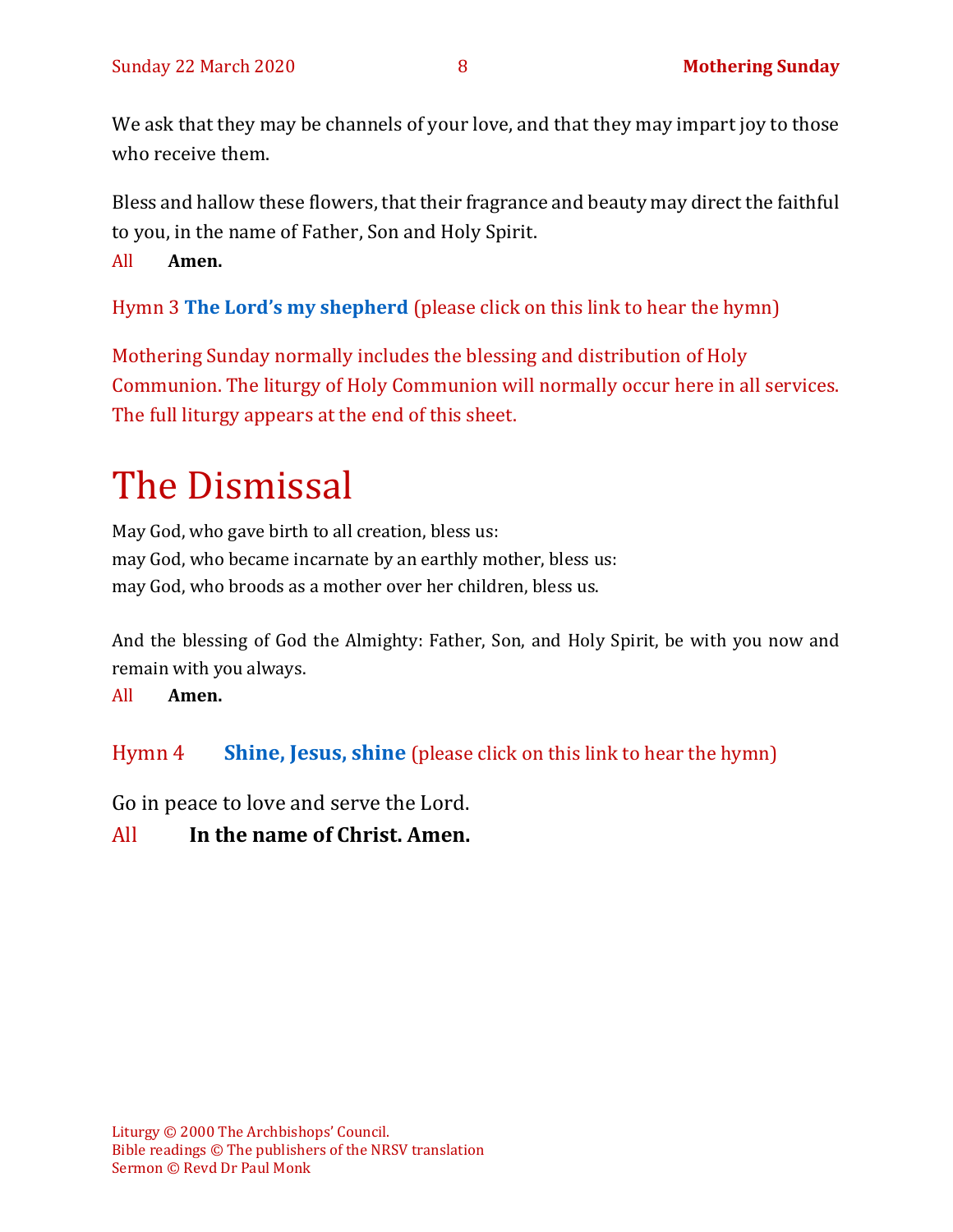We ask that they may be channels of your love, and that they may impart joy to those who receive them.

Bless and hallow these flowers, that their fragrance and beauty may direct the faithful to you, in the name of Father, Son and Holy Spirit.

All **Amen.**

Hymn 3 **The Lord's my shepherd** (please click on this link to hear the hymn)

Mothering Sunday normally includes the blessing and distribution of Holy Communion. The liturgy of Holy Communion will normally occur here in all services. The full liturgy appears at the end of this sheet.

# The Dismissal

May God, who gave birth to all creation, bless us:
may God, who became incarnate by an earthly mother, bless us:
may God, who broods as a mother over her children, bless us.

And the blessing of God the Almighty: Father, Son, and Holy Spirit, be with you now and remain with you always.

All **Amen.**

Hymn 4 **Shine, Jesus, shine** (please click on this link to hear the hymn)

Go in peace to love and serve the Lord.

All **In the name of Christ. Amen.**

Liturgy © 2000 The Archbishops' Council.
Bible readings © The publishers of the NRSV translation
Sermon © Revd Dr Paul Monk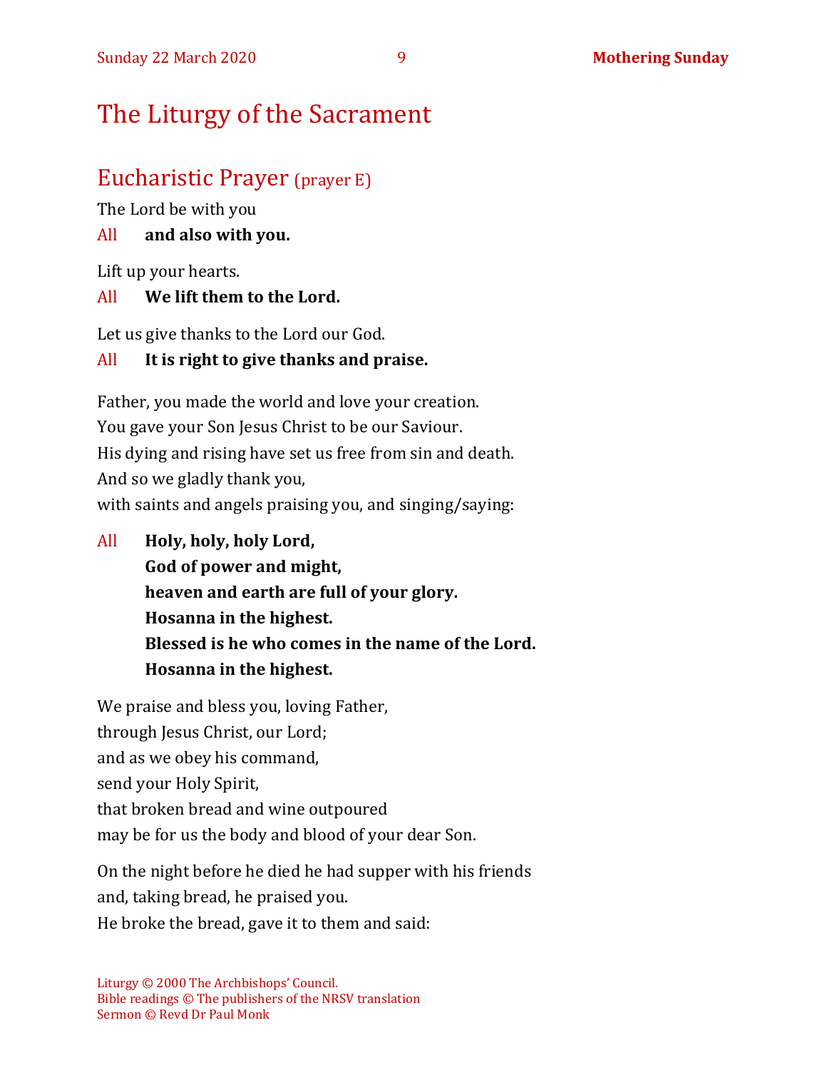# The Liturgy of the Sacrament

## Eucharistic Prayer (prayer E)

The Lord be with you

All **and also with you.**

Lift up your hearts.

All **We lift them to the Lord.**

Let us give thanks to the Lord our God.

All **It is right to give thanks and praise.**

Father, you made the world and love your creation.
You gave your Son Jesus Christ to be our Saviour.
His dying and rising have set us free from sin and death.
And so we gladly thank you,
with saints and angels praising you, and singing/saying:

All **Holy, holy, holy Lord,**
**God of power and might,**
**heaven and earth are full of your glory.**
**Hosanna in the highest.**
**Blessed is he who comes in the name of the Lord.**
**Hosanna in the highest.**

We praise and bless you, loving Father,
through Jesus Christ, our Lord;
and as we obey his command,
send your Holy Spirit,
that broken bread and wine outpoured
may be for us the body and blood of your dear Son.

On the night before he died he had supper with his friends
and, taking bread, he praised you.
He broke the bread, gave it to them and said:

Liturgy © 2000 The Archbishops' Council.
Bible readings © The publishers of the NRSV translation
Sermon © Revd Dr Paul Monk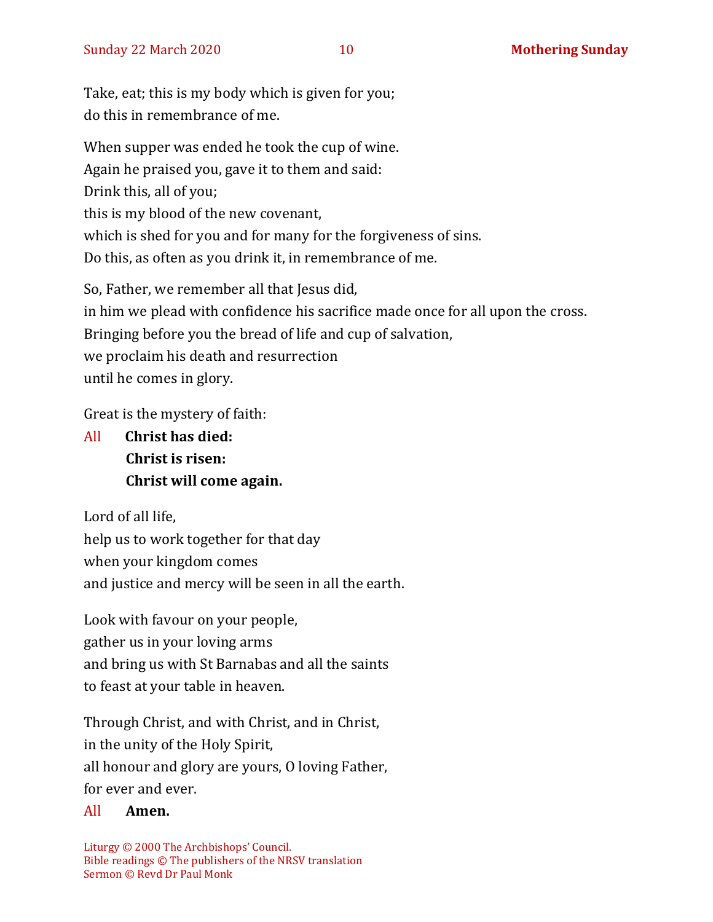Take, eat; this is my body which is given for you;  
do this in remembrance of me.

When supper was ended he took the cup of wine.  
Again he praised you, gave it to them and said:  
Drink this, all of you;  
this is my blood of the new covenant,  
which is shed for you and for many for the forgiveness of sins.  
Do this, as often as you drink it, in remembrance of me.

So, Father, we remember all that Jesus did,  
in him we plead with confidence his sacrifice made once for all upon the cross.  
Bringing before you the bread of life and cup of salvation,  
we proclaim his death and resurrection  
until he comes in glory.

Great is the mystery of faith:

All **Christ has died:**  
**Christ is risen:**  
**Christ will come again.**

Lord of all life,  
help us to work together for that day  
when your kingdom comes  
and justice and mercy will be seen in all the earth.

Look with favour on your people,  
gather us in your loving arms  
and bring us with St Barnabas and all the saints  
to feast at your table in heaven.

Through Christ, and with Christ, and in Christ,  
in the unity of the Holy Spirit,  
all honour and glory are yours, O loving Father,  
for ever and ever.

All **Amen.**

Liturgy © 2000 The Archbishops' Council.  
Bible readings © The publishers of the NRSV translation  
Sermon © Revd Dr Paul Monk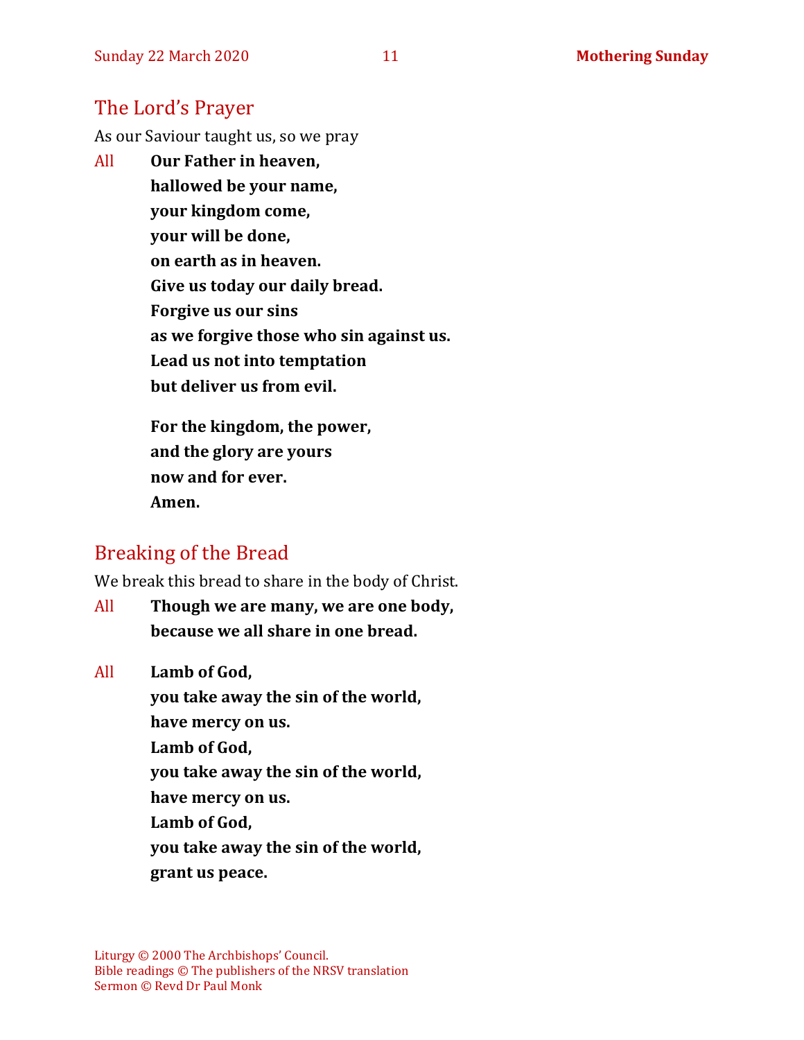## The Lord's Prayer

As our Saviour taught us, so we pray

All **Our Father in heaven,**
**hallowed be your name,**
**your kingdom come,**
**your will be done,**
**on earth as in heaven.**
**Give us today our daily bread.**
**Forgive us our sins**
**as we forgive those who sin against us.**
**Lead us not into temptation**
**but deliver us from evil.**

**For the kingdom, the power,**
**and the glory are yours**
**now and for ever.**
**Amen.**

## Breaking of the Bread

We break this bread to share in the body of Christ.

All **Though we are many, we are one body,**
**because we all share in one bread.**

All **Lamb of God,**
**you take away the sin of the world,**
**have mercy on us.**
**Lamb of God,**
**you take away the sin of the world,**
**have mercy on us.**
**Lamb of God,**
**you take away the sin of the world,**
**grant us peace.**

Liturgy © 2000 The Archbishops' Council.
Bible readings © The publishers of the NRSV translation
Sermon © Revd Dr Paul Monk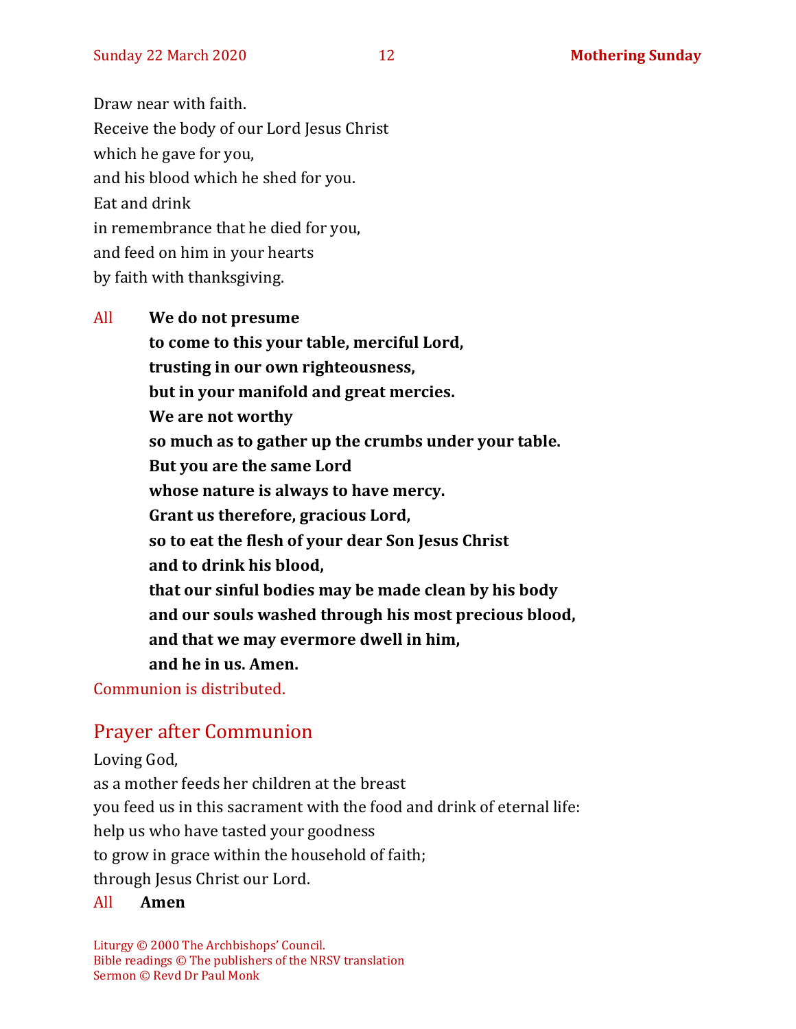Draw near with faith.
Receive the body of our Lord Jesus Christ
which he gave for you,
and his blood which he shed for you.
Eat and drink
in remembrance that he died for you,
and feed on him in your hearts
by faith with thanksgiving.

All **We do not presume**
**to come to this your table, merciful Lord,**
**trusting in our own righteousness,**
**but in your manifold and great mercies.**
**We are not worthy**
**so much as to gather up the crumbs under your table.**
**But you are the same Lord**
**whose nature is always to have mercy.**
**Grant us therefore, gracious Lord,**
**so to eat the flesh of your dear Son Jesus Christ**
**and to drink his blood,**
**that our sinful bodies may be made clean by his body**
**and our souls washed through his most precious blood,**
**and that we may evermore dwell in him,**
**and he in us. Amen.**

Communion is distributed.

## Prayer after Communion

Loving God,
as a mother feeds her children at the breast
you feed us in this sacrament with the food and drink of eternal life:
help us who have tasted your goodness
to grow in grace within the household of faith;
through Jesus Christ our Lord.

All **Amen**

Liturgy © 2000 The Archbishops' Council.
Bible readings © The publishers of the NRSV translation
Sermon © Revd Dr Paul Monk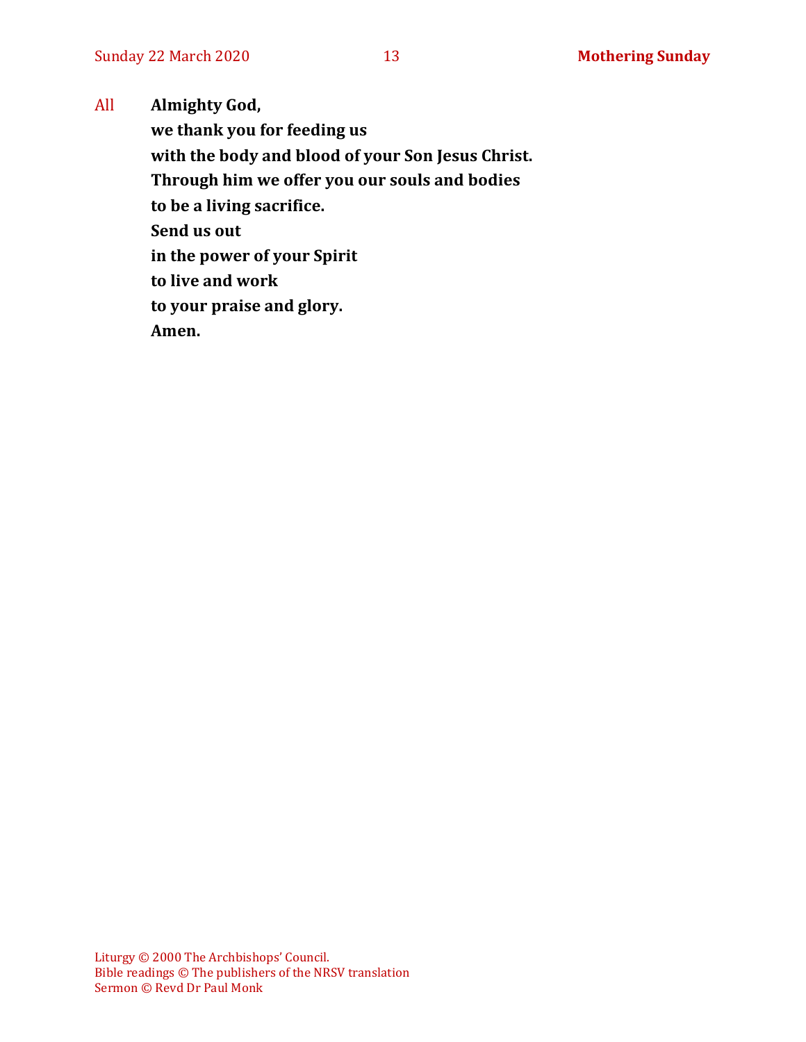All **Almighty God,**
**we thank you for feeding us**
**with the body and blood of your Son Jesus Christ.**
**Through him we offer you our souls and bodies**
**to be a living sacrifice.**
**Send us out**
**in the power of your Spirit**
**to live and work**
**to your praise and glory.**
**Amen.**

Liturgy © 2000 The Archbishops' Council.
Bible readings © The publishers of the NRSV translation
Sermon © Revd Dr Paul Monk